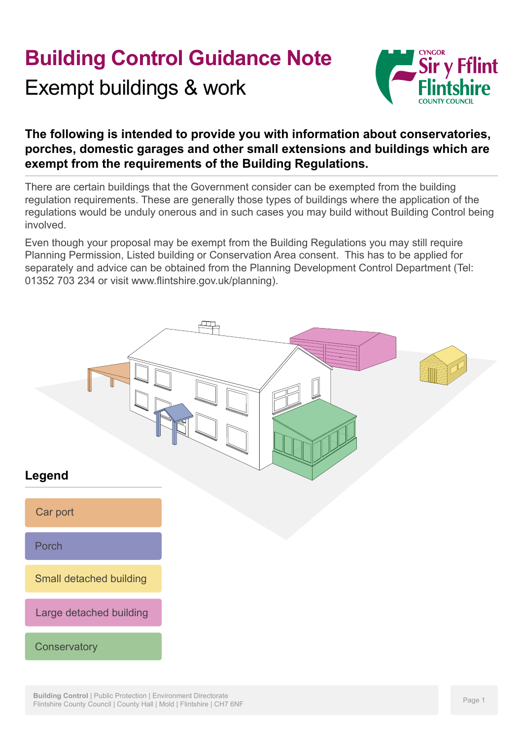# Building Control Guidance Note

## Exempt buildings & work

**The following is intended to provide you with information about conservatories, porches, domestic garages and other small extensions and buildings which are exempt from the requirements of the Building Regulations.**

There are certain buildings that the Government consider can be exempted from the building regulation requirements. These are generally those types of buildings where the application of the regulations would be unduly onerous and in such cases you may build without Building Control being involved.

Even though your proposal may be exempt from the Building Regulations you may still require Planning Permission, Listed building or Conservation Area consent. This has to be applied for separately and advice can be obtained from the Planning Development Control Department (Tel: 01352 703 234 or visit www.flintshire.gov.uk/planning).

### Legend

- Car port
- Porch
- Small detached building
- Large detached building
- Conservatory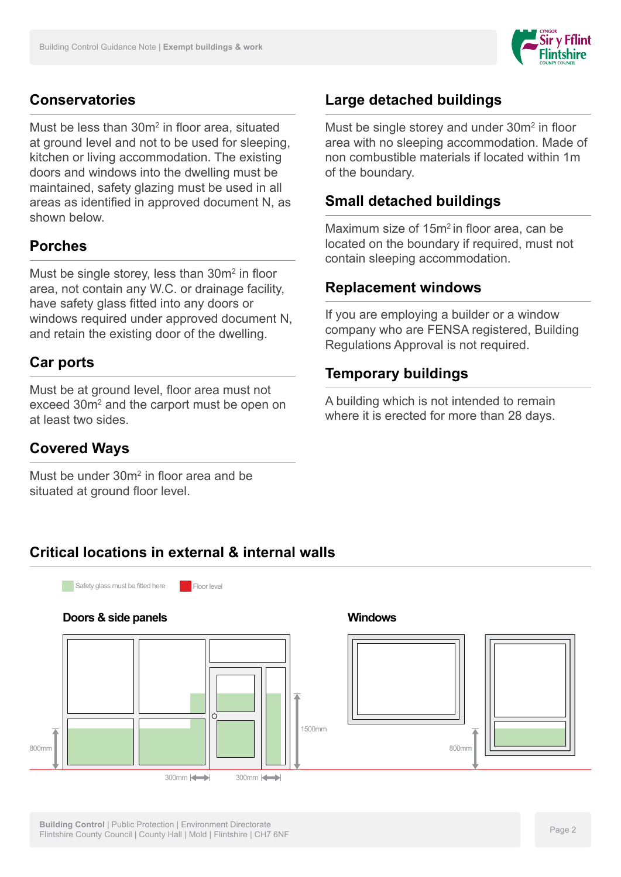## Conservatories

Must be less than 30m² in floor area, situated at ground level and not to be used for sleeping, kitchen or living accommodation. The existing doors and windows into the dwelling must be maintained, safety glazing must be used in all areas as identified in approved document N, as shown below.

## Porches

Must be single storey, less than 30m² in floor area, not contain any W.C. or drainage facility, have safety glass fitted into any doors or windows required under approved document N, and retain the existing door of the dwelling.

## Car ports

Must be at ground level, floor area must not exceed 30m² and the carport must be open on at least two sides.

## Covered Ways

Must be under 30m² in floor area and be situated at ground floor level.

## Large detached buildings

Must be single storey and under 30m² in floor area with no sleeping accommodation. Made of non combustible materials if located within 1m of the boundary.

## Small detached buildings

Maximum size of 15m² in floor area, can be located on the boundary if required, must not contain sleeping accommodation.

## Replacement windows

If you are employing a builder or a window company who are FENSA registered, Building Regulations Approval is not required.

## Temporary buildings

A building which is not intended to remain where it is erected for more than 28 days.

## Critical locations in external & internal walls

Safety glass must be fitted here | Floor level

### Doors & side panels

800mm

300mm

300mm

1500mm

### Windows

800mm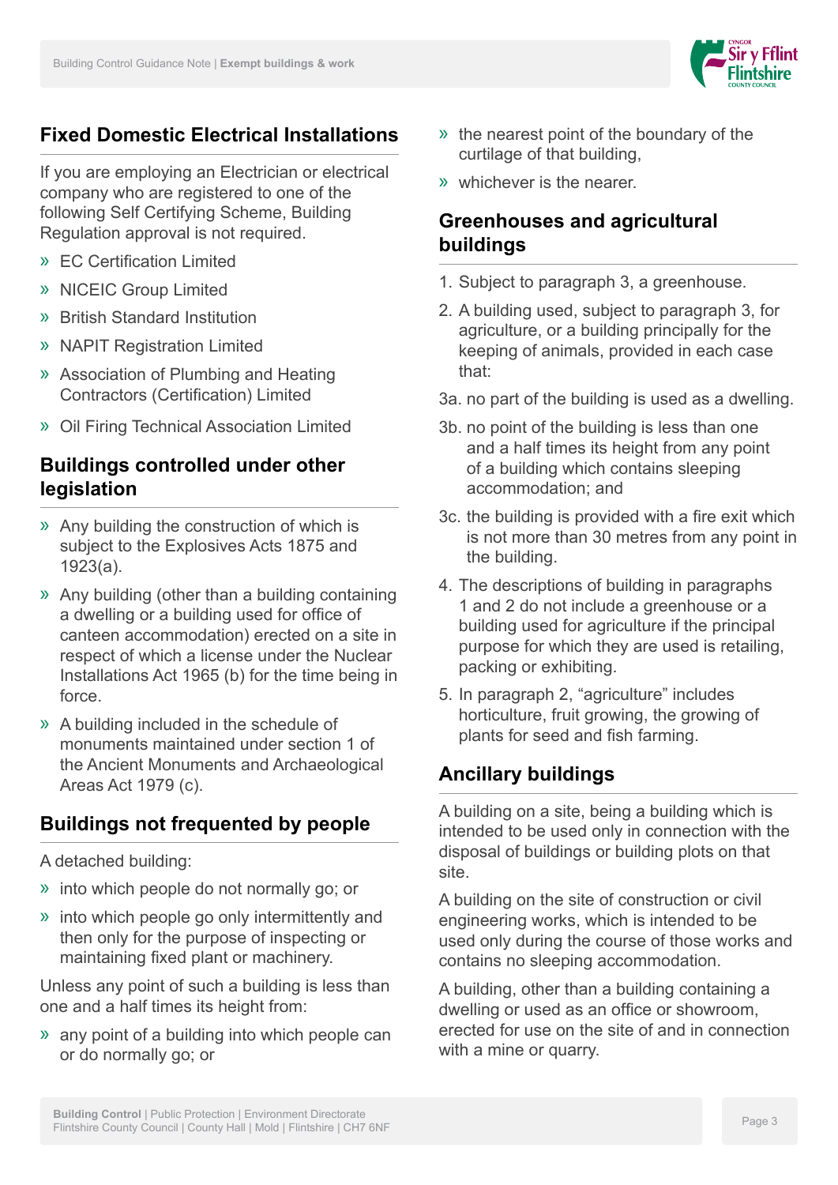## Fixed Domestic Electrical Installations

If you are employing an Electrician or electrical company who are registered to one of the following Self Certifying Scheme, Building Regulation approval is not required.

- EC Certification Limited
- NICEIC Group Limited
- British Standard Institution
- NAPIT Registration Limited
- Association of Plumbing and Heating Contractors (Certification) Limited
- Oil Firing Technical Association Limited

## Buildings controlled under other legislation

- Any building the construction of which is subject to the Explosives Acts 1875 and 1923(a).
- Any building (other than a building containing a dwelling or a building used for office of canteen accommodation) erected on a site in respect of which a license under the Nuclear Installations Act 1965 (b) for the time being in force.
- A building included in the schedule of monuments maintained under section 1 of the Ancient Monuments and Archaeological Areas Act 1979 (c).

## Buildings not frequented by people

A detached building:

- into which people do not normally go; or
- into which people go only intermittently and then only for the purpose of inspecting or maintaining fixed plant or machinery.

Unless any point of such a building is less than one and a half times its height from:

- any point of a building into which people can or do normally go; or
- the nearest point of the boundary of the curtilage of that building,
- whichever is the nearer.

## Greenhouses and agricultural buildings

1. Subject to paragraph 3, a greenhouse.
2. A building used, subject to paragraph 3, for agriculture, or a building principally for the keeping of animals, provided in each case that:

3a. no part of the building is used as a dwelling.

3b. no point of the building is less than one and a half times its height from any point of a building which contains sleeping accommodation; and

3c. the building is provided with a fire exit which is not more than 30 metres from any point in the building.

4. The descriptions of building in paragraphs 1 and 2 do not include a greenhouse or a building used for agriculture if the principal purpose for which they are used is retailing, packing or exhibiting.
5. In paragraph 2, "agriculture" includes horticulture, fruit growing, the growing of plants for seed and fish farming.

## Ancillary buildings

A building on a site, being a building which is intended to be used only in connection with the disposal of buildings or building plots on that site.

A building on the site of construction or civil engineering works, which is intended to be used only during the course of those works and contains no sleeping accommodation.

A building, other than a building containing a dwelling or used as an office or showroom, erected for use on the site of and in connection with a mine or quarry.